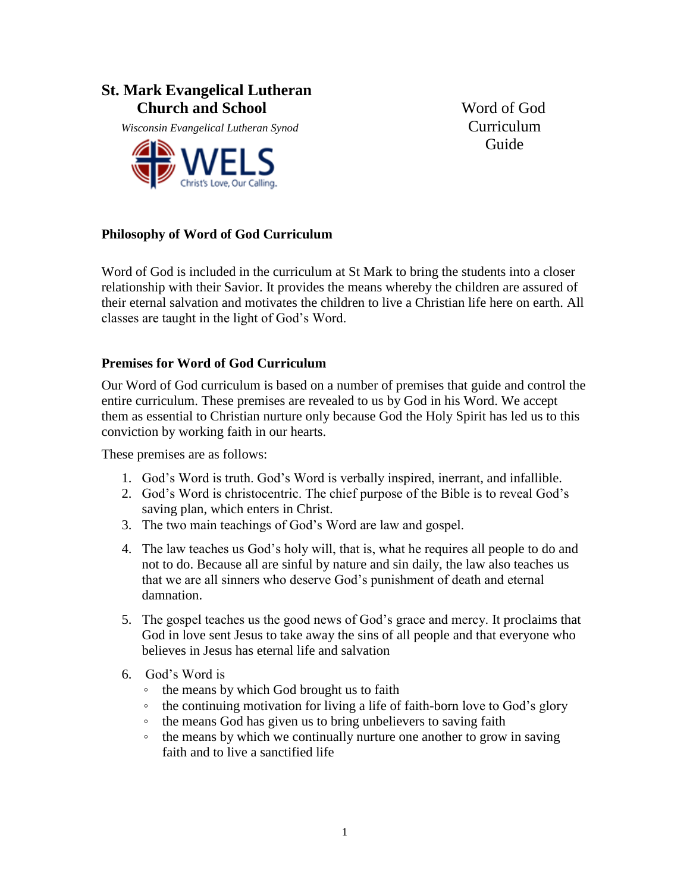# St. Mark Evangelical Lutheran Church and School

*Wisconsin Evangelical Lutheran Synod*

WELS
Christ's Love, Our Calling.

Word of God Curriculum Guide

## Philosophy of Word of God Curriculum

Word of God is included in the curriculum at St Mark to bring the students into a closer relationship with their Savior. It provides the means whereby the children are assured of their eternal salvation and motivates the children to live a Christian life here on earth. All classes are taught in the light of God's Word.

## Premises for Word of God Curriculum

Our Word of God curriculum is based on a number of premises that guide and control the entire curriculum. These premises are revealed to us by God in his Word. We accept them as essential to Christian nurture only because God the Holy Spirit has led us to this conviction by working faith in our hearts.

These premises are as follows:

1. God's Word is truth. God's Word is verbally inspired, inerrant, and infallible.
2. God's Word is christocentric. The chief purpose of the Bible is to reveal God's saving plan, which enters in Christ.
3. The two main teachings of God's Word are law and gospel.
4. The law teaches us God's holy will, that is, what he requires all people to do and not to do. Because all are sinful by nature and sin daily, the law also teaches us that we are all sinners who deserve God's punishment of death and eternal damnation.
5. The gospel teaches us the good news of God's grace and mercy. It proclaims that God in love sent Jesus to take away the sins of all people and that everyone who believes in Jesus has eternal life and salvation
6. God's Word is
   - the means by which God brought us to faith
   - the continuing motivation for living a life of faith-born love to God's glory
   - the means God has given us to bring unbelievers to saving faith
   - the means by which we continually nurture one another to grow in saving faith and to live a sanctified life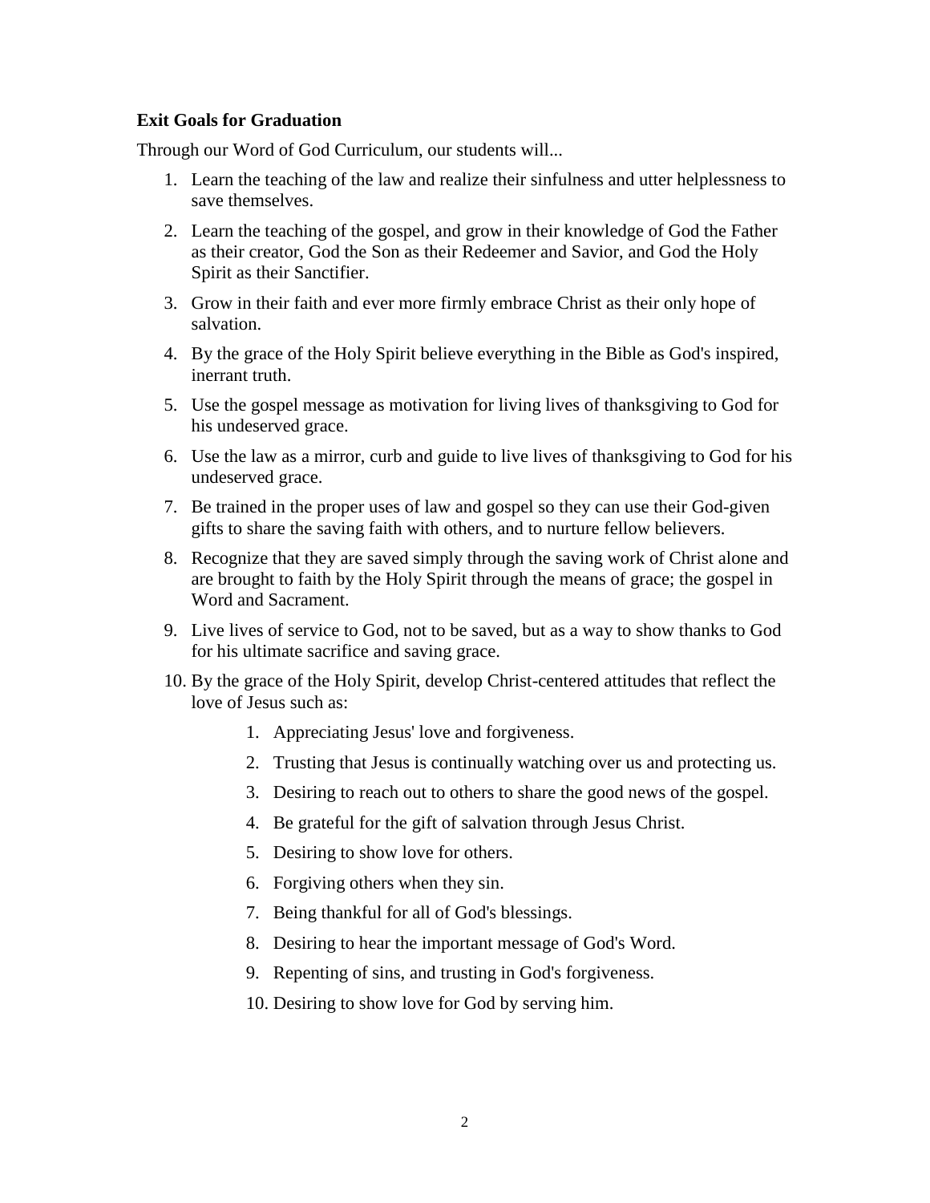**Exit Goals for Graduation**

Through our Word of God Curriculum, our students will...

1. Learn the teaching of the law and realize their sinfulness and utter helplessness to save themselves.
2. Learn the teaching of the gospel, and grow in their knowledge of God the Father as their creator, God the Son as their Redeemer and Savior, and God the Holy Spirit as their Sanctifier.
3. Grow in their faith and ever more firmly embrace Christ as their only hope of salvation.
4. By the grace of the Holy Spirit believe everything in the Bible as God's inspired, inerrant truth.
5. Use the gospel message as motivation for living lives of thanksgiving to God for his undeserved grace.
6. Use the law as a mirror, curb and guide to live lives of thanksgiving to God for his undeserved grace.
7. Be trained in the proper uses of law and gospel so they can use their God-given gifts to share the saving faith with others, and to nurture fellow believers.
8. Recognize that they are saved simply through the saving work of Christ alone and are brought to faith by the Holy Spirit through the means of grace; the gospel in Word and Sacrament.
9. Live lives of service to God, not to be saved, but as a way to show thanks to God for his ultimate sacrifice and saving grace.
10. By the grace of the Holy Spirit, develop Christ-centered attitudes that reflect the love of Jesus such as:
    1. Appreciating Jesus' love and forgiveness.
    2. Trusting that Jesus is continually watching over us and protecting us.
    3. Desiring to reach out to others to share the good news of the gospel.
    4. Be grateful for the gift of salvation through Jesus Christ.
    5. Desiring to show love for others.
    6. Forgiving others when they sin.
    7. Being thankful for all of God's blessings.
    8. Desiring to hear the important message of God's Word.
    9. Repenting of sins, and trusting in God's forgiveness.
    10. Desiring to show love for God by serving him.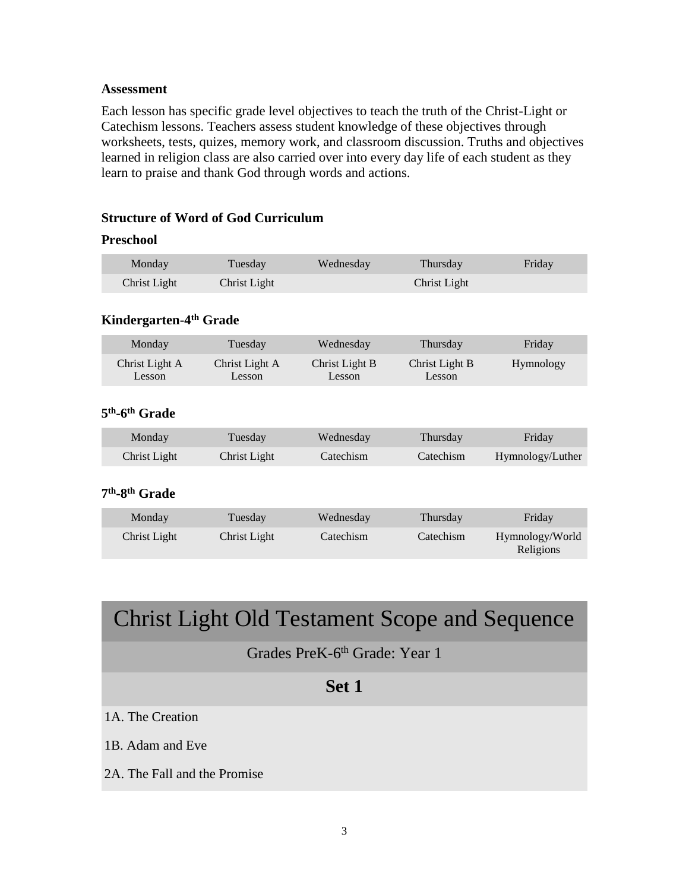**Assessment**

Each lesson has specific grade level objectives to teach the truth of the Christ-Light or Catechism lessons. Teachers assess student knowledge of these objectives through worksheets, tests, quizes, memory work, and classroom discussion. Truths and objectives learned in religion class are also carried over into every day life of each student as they learn to praise and thank God through words and actions.

**Structure of Word of God Curriculum**

**Preschool**

| Monday | Tuesday | Wednesday | Thursday | Friday |
|---|---|---|---|---|
| Christ Light | Christ Light | | Christ Light | |

**Kindergarten-4th Grade**

| Monday | Tuesday | Wednesday | Thursday | Friday |
|---|---|---|---|---|
| Christ Light A Lesson | Christ Light A Lesson | Christ Light B Lesson | Christ Light B Lesson | Hymnology |

**5th-6th Grade**

| Monday | Tuesday | Wednesday | Thursday | Friday |
|---|---|---|---|---|
| Christ Light | Christ Light | Catechism | Catechism | Hymnology/Luther |

**7th-8th Grade**

| Monday | Tuesday | Wednesday | Thursday | Friday |
|---|---|---|---|---|
| Christ Light | Christ Light | Catechism | Catechism | Hymnology/World Religions |

# Christ Light Old Testament Scope and Sequence

Grades PreK-6th Grade: Year 1

## Set 1

1A. The Creation

1B. Adam and Eve

2A. The Fall and the Promise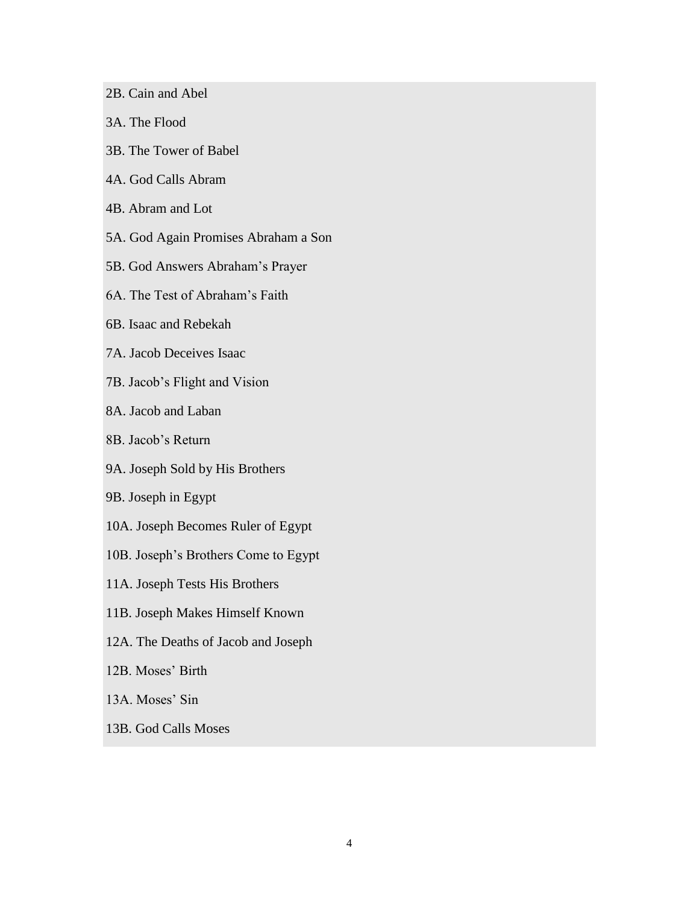2B. Cain and Abel

3A. The Flood

3B. The Tower of Babel

4A. God Calls Abram

4B. Abram and Lot

5A. God Again Promises Abraham a Son

5B. God Answers Abraham's Prayer

6A. The Test of Abraham's Faith

6B. Isaac and Rebekah

7A. Jacob Deceives Isaac

7B. Jacob's Flight and Vision

8A. Jacob and Laban

8B. Jacob's Return

9A. Joseph Sold by His Brothers

9B. Joseph in Egypt

10A. Joseph Becomes Ruler of Egypt

10B. Joseph's Brothers Come to Egypt

11A. Joseph Tests His Brothers

11B. Joseph Makes Himself Known

12A. The Deaths of Jacob and Joseph

12B. Moses' Birth

13A. Moses' Sin

13B. God Calls Moses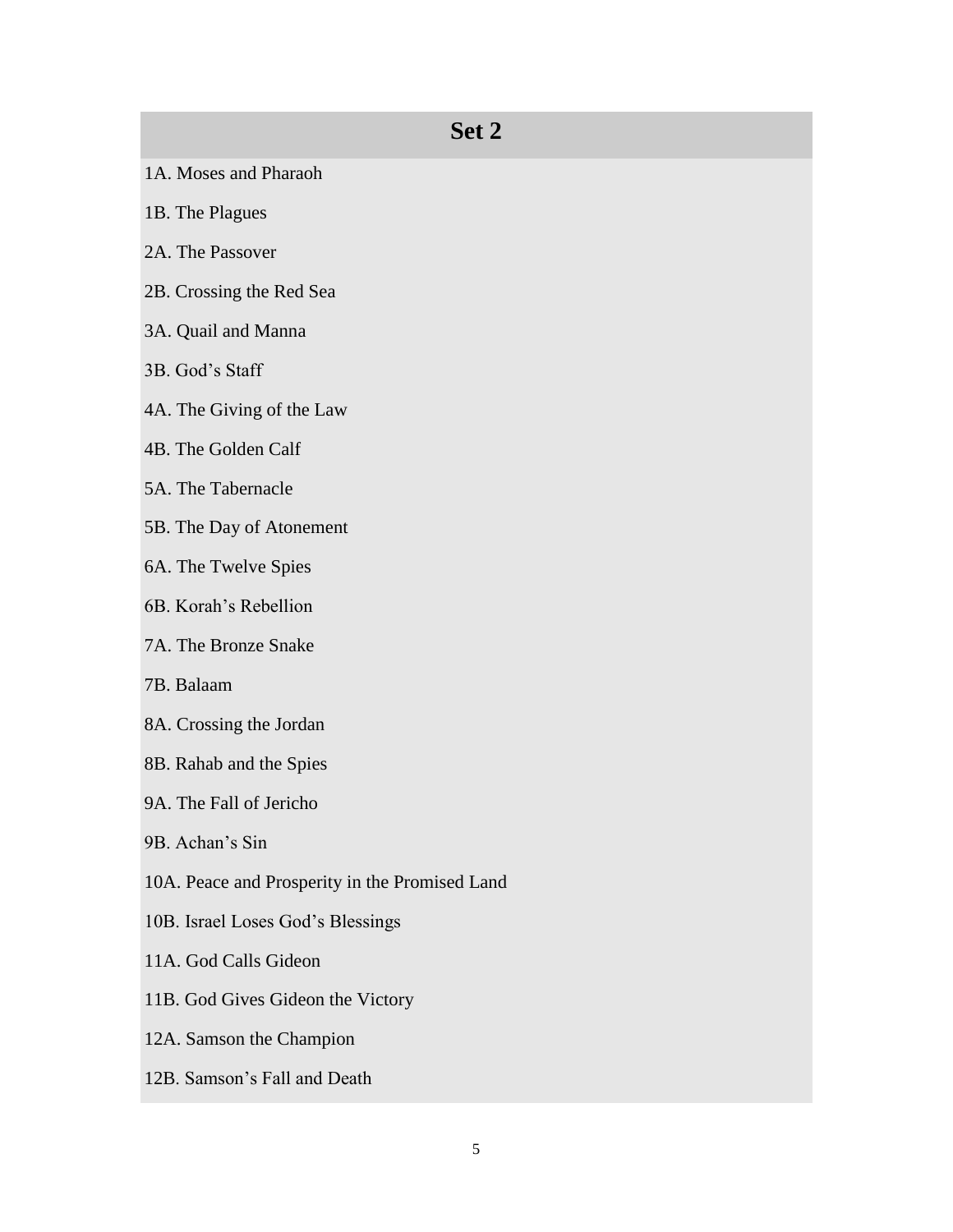## Set 2

1A. Moses and Pharaoh

1B. The Plagues

2A. The Passover

2B. Crossing the Red Sea

3A. Quail and Manna

3B. God's Staff

4A. The Giving of the Law

4B. The Golden Calf

5A. The Tabernacle

5B. The Day of Atonement

6A. The Twelve Spies

6B. Korah's Rebellion

7A. The Bronze Snake

7B. Balaam

8A. Crossing the Jordan

8B. Rahab and the Spies

9A. The Fall of Jericho

9B. Achan's Sin

10A. Peace and Prosperity in the Promised Land

10B. Israel Loses God's Blessings

11A. God Calls Gideon

11B. God Gives Gideon the Victory

12A. Samson the Champion

12B. Samson's Fall and Death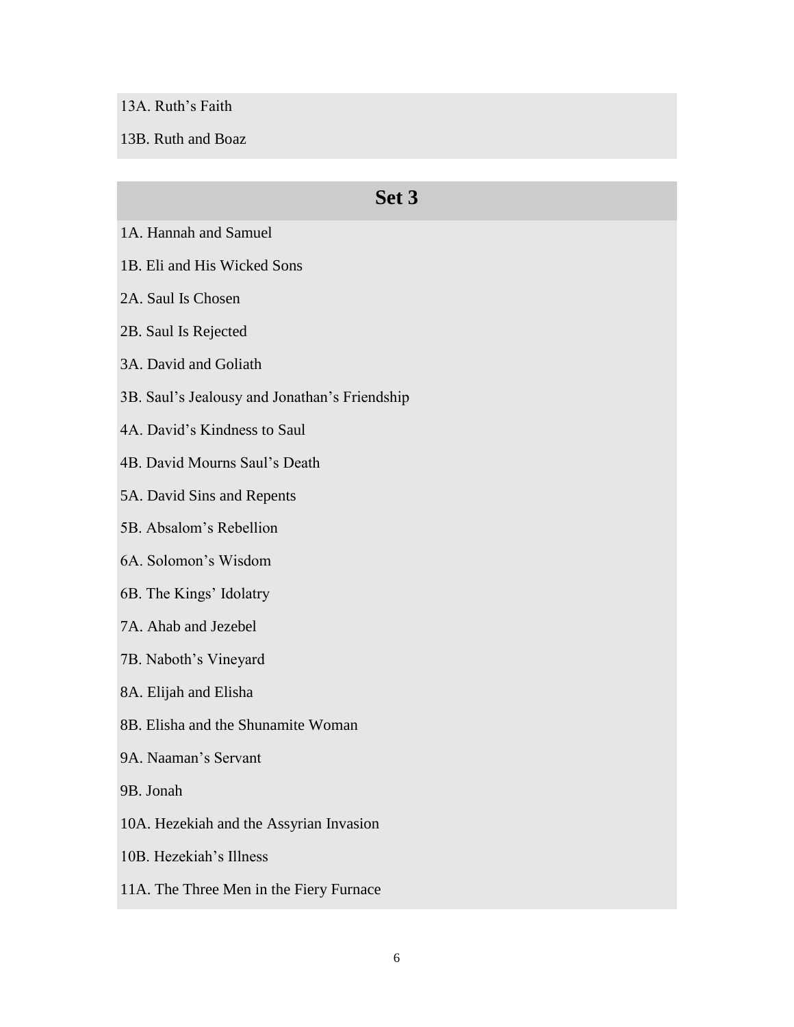13A. Ruth’s Faith

13B. Ruth and Boaz

## Set 3

1A. Hannah and Samuel

1B. Eli and His Wicked Sons

2A. Saul Is Chosen

2B. Saul Is Rejected

3A. David and Goliath

3B. Saul’s Jealousy and Jonathan’s Friendship

4A. David’s Kindness to Saul

4B. David Mourns Saul’s Death

5A. David Sins and Repents

5B. Absalom’s Rebellion

6A. Solomon’s Wisdom

6B. The Kings’ Idolatry

7A. Ahab and Jezebel

7B. Naboth’s Vineyard

8A. Elijah and Elisha

8B. Elisha and the Shunamite Woman

9A. Naaman’s Servant

9B. Jonah

10A. Hezekiah and the Assyrian Invasion

10B. Hezekiah’s Illness

11A. The Three Men in the Fiery Furnace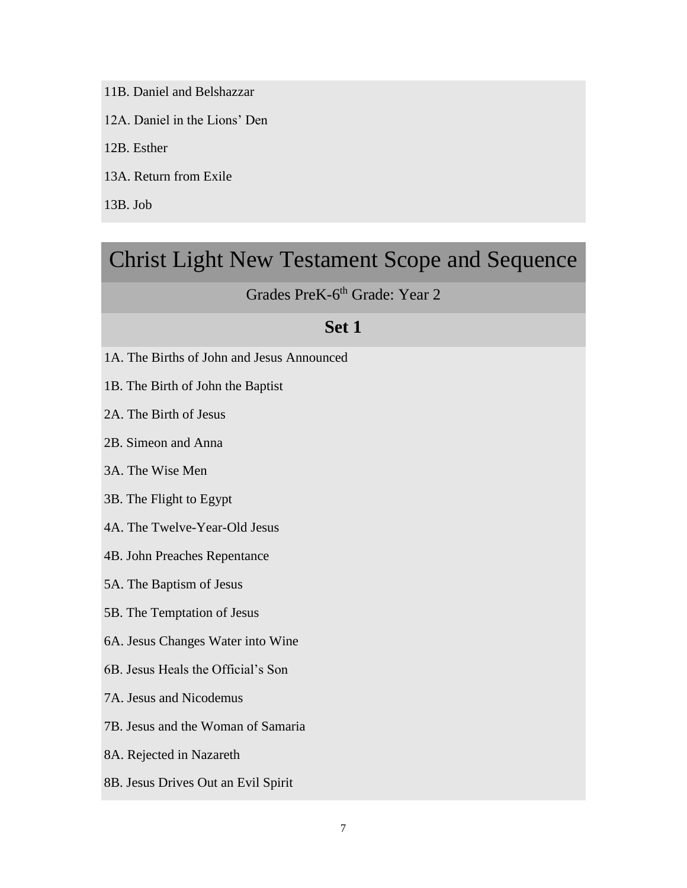11B. Daniel and Belshazzar

12A. Daniel in the Lions' Den

12B. Esther

13A. Return from Exile

13B. Job

# Christ Light New Testament Scope and Sequence

## Grades PreK-6th Grade: Year 2

### Set 1

1A. The Births of John and Jesus Announced

1B. The Birth of John the Baptist

2A. The Birth of Jesus

2B. Simeon and Anna

3A. The Wise Men

3B. The Flight to Egypt

4A. The Twelve-Year-Old Jesus

4B. John Preaches Repentance

5A. The Baptism of Jesus

5B. The Temptation of Jesus

6A. Jesus Changes Water into Wine

6B. Jesus Heals the Official's Son

7A. Jesus and Nicodemus

7B. Jesus and the Woman of Samaria

8A. Rejected in Nazareth

8B. Jesus Drives Out an Evil Spirit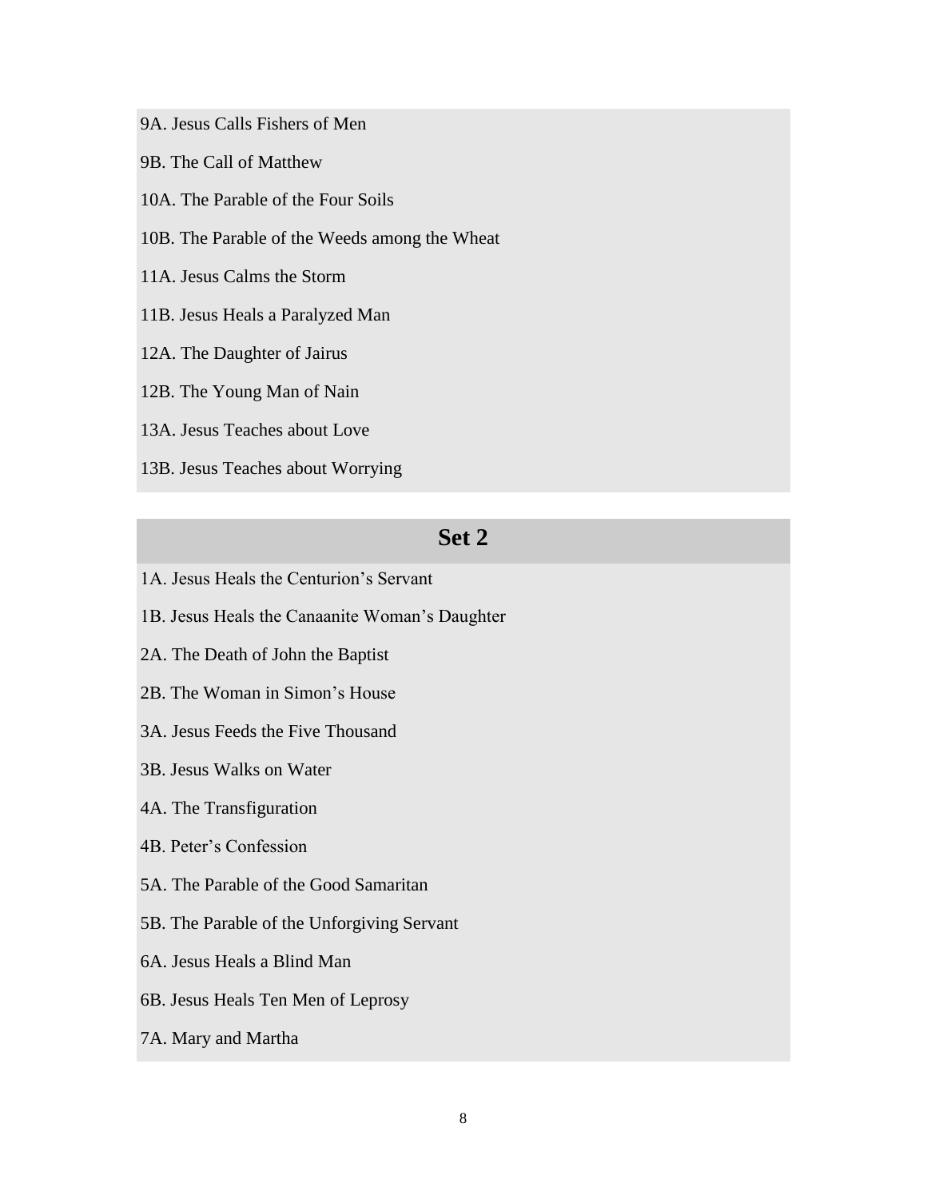9A. Jesus Calls Fishers of Men

9B. The Call of Matthew

10A. The Parable of the Four Soils

10B. The Parable of the Weeds among the Wheat

11A. Jesus Calms the Storm

11B. Jesus Heals a Paralyzed Man

12A. The Daughter of Jairus

12B. The Young Man of Nain

13A. Jesus Teaches about Love

13B. Jesus Teaches about Worrying

## Set 2

1A. Jesus Heals the Centurion's Servant

1B. Jesus Heals the Canaanite Woman's Daughter

2A. The Death of John the Baptist

2B. The Woman in Simon's House

3A. Jesus Feeds the Five Thousand

3B. Jesus Walks on Water

4A. The Transfiguration

4B. Peter's Confession

5A. The Parable of the Good Samaritan

5B. The Parable of the Unforgiving Servant

6A. Jesus Heals a Blind Man

6B. Jesus Heals Ten Men of Leprosy

7A. Mary and Martha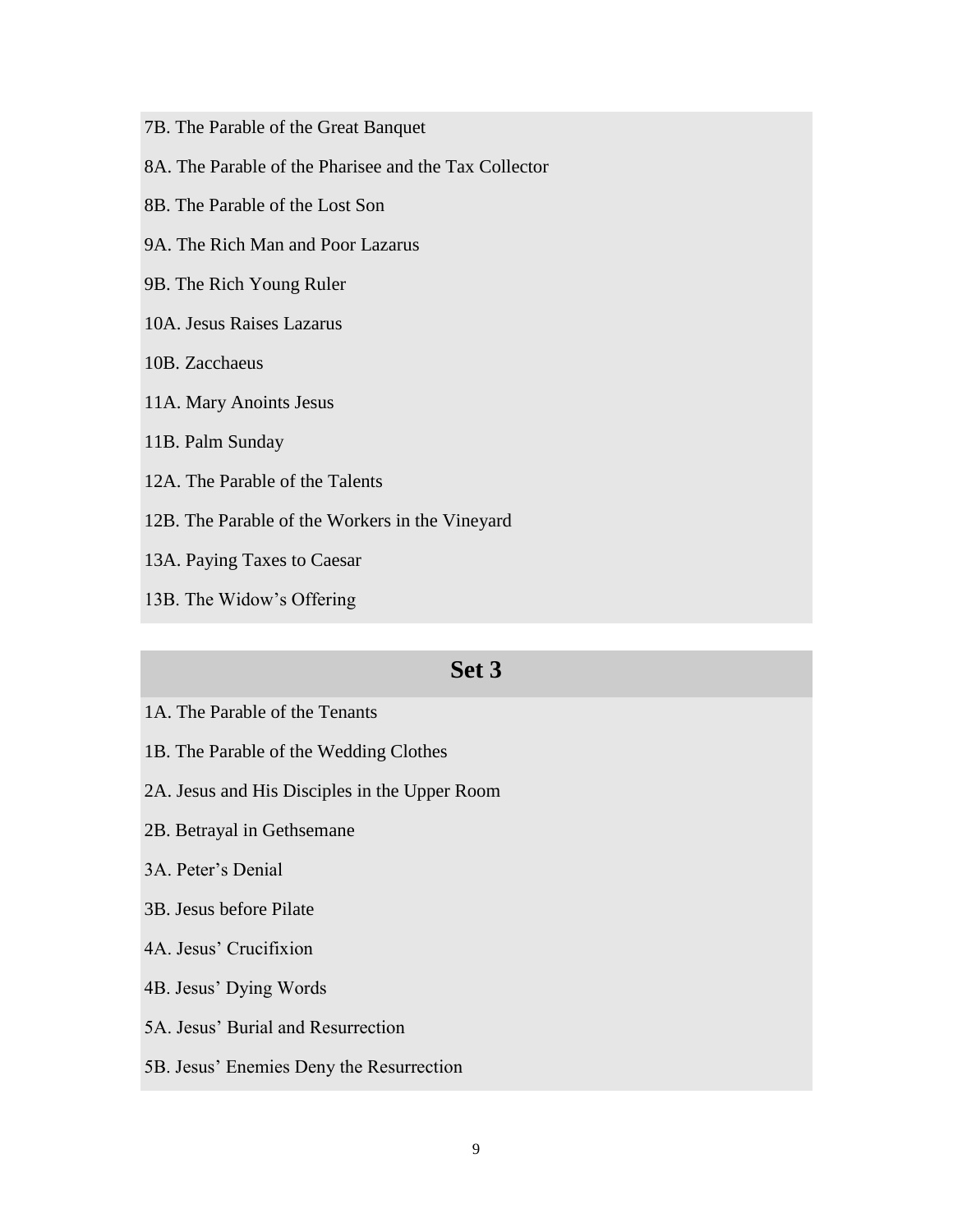7B. The Parable of the Great Banquet

8A. The Parable of the Pharisee and the Tax Collector

8B. The Parable of the Lost Son

9A. The Rich Man and Poor Lazarus

9B. The Rich Young Ruler

10A. Jesus Raises Lazarus

10B. Zacchaeus

11A. Mary Anoints Jesus

11B. Palm Sunday

12A. The Parable of the Talents

12B. The Parable of the Workers in the Vineyard

13A. Paying Taxes to Caesar

13B. The Widow's Offering

## Set 3

1A. The Parable of the Tenants

1B. The Parable of the Wedding Clothes

2A. Jesus and His Disciples in the Upper Room

2B. Betrayal in Gethsemane

3A. Peter's Denial

3B. Jesus before Pilate

4A. Jesus' Crucifixion

4B. Jesus' Dying Words

5A. Jesus' Burial and Resurrection

5B. Jesus' Enemies Deny the Resurrection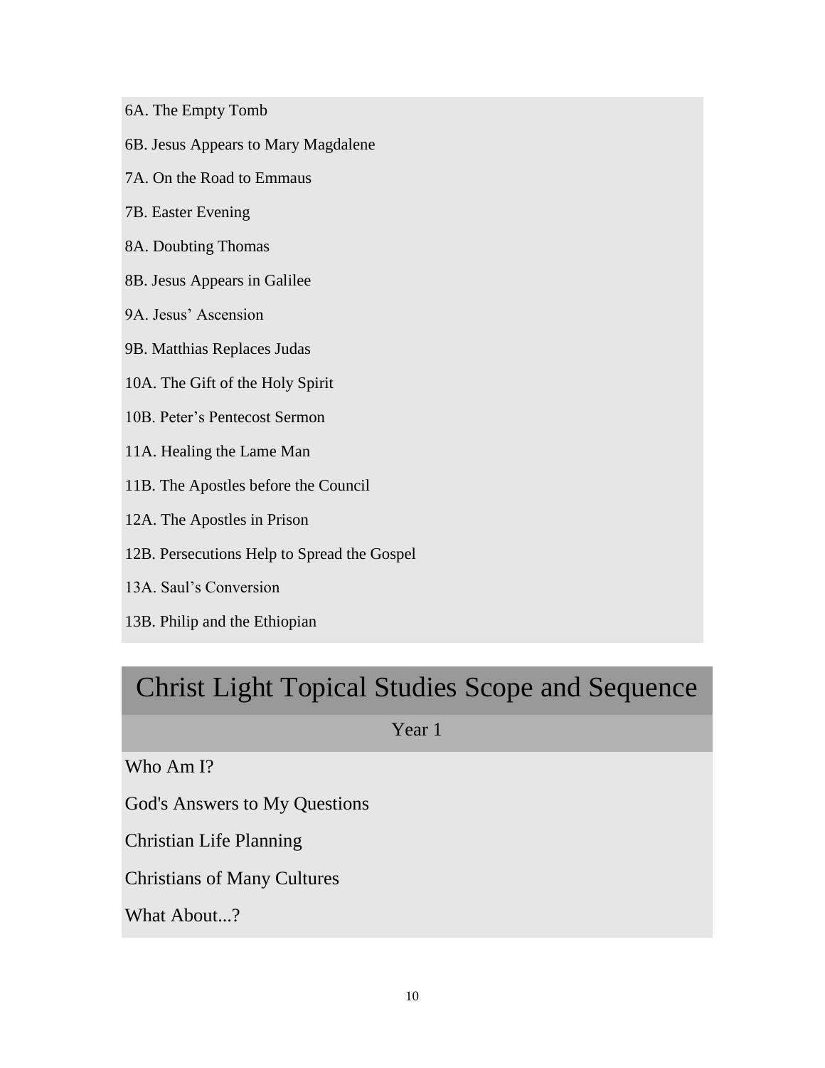6A. The Empty Tomb

6B. Jesus Appears to Mary Magdalene

7A. On the Road to Emmaus

7B. Easter Evening

8A. Doubting Thomas

8B. Jesus Appears in Galilee

9A. Jesus' Ascension

9B. Matthias Replaces Judas

10A. The Gift of the Holy Spirit

10B. Peter's Pentecost Sermon

11A. Healing the Lame Man

11B. The Apostles before the Council

12A. The Apostles in Prison

12B. Persecutions Help to Spread the Gospel

13A. Saul's Conversion

13B. Philip and the Ethiopian

# Christ Light Topical Studies Scope and Sequence

## Year 1

Who Am I?

God's Answers to My Questions

Christian Life Planning

Christians of Many Cultures

What About...?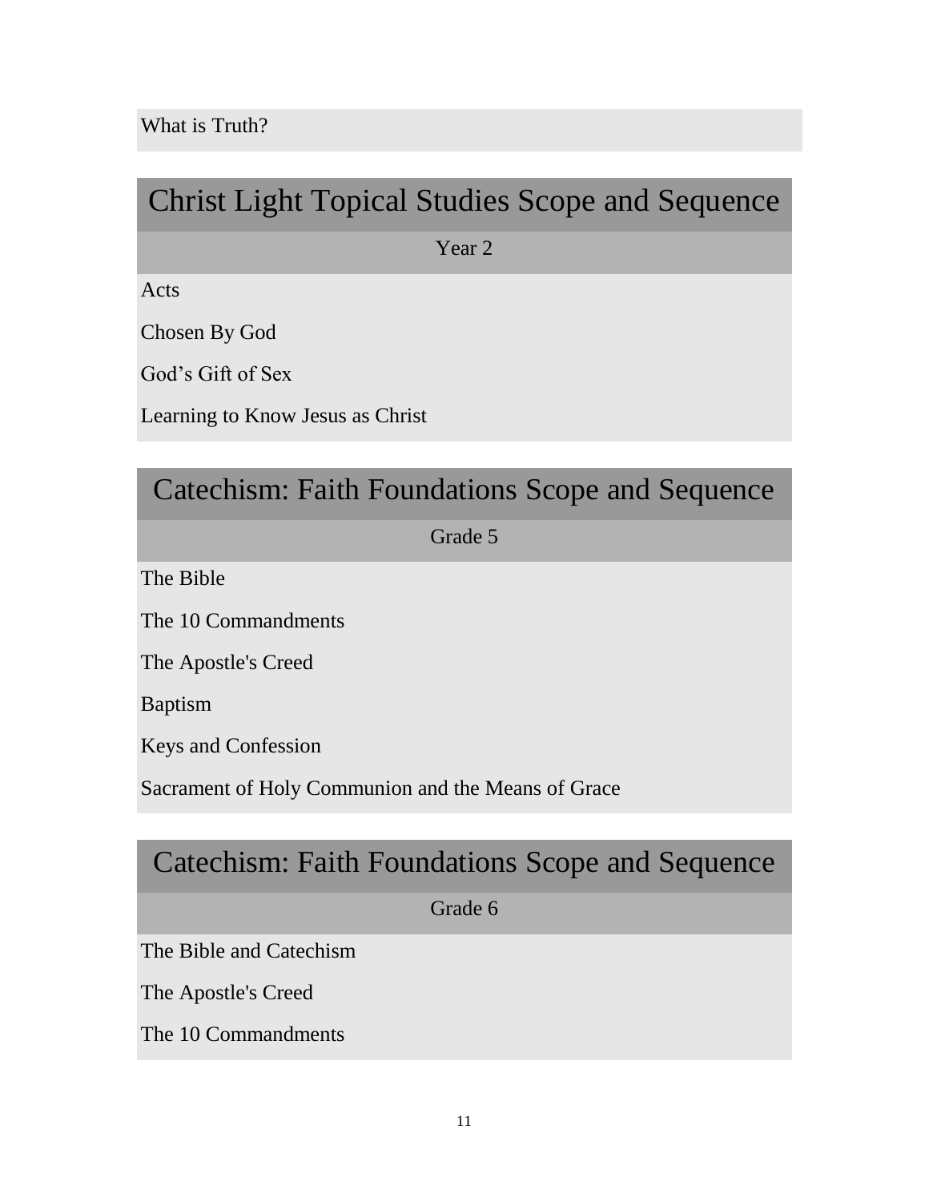What is Truth?

## Christ Light Topical Studies Scope and Sequence

Year 2

Acts

Chosen By God

God's Gift of Sex

Learning to Know Jesus as Christ

## Catechism: Faith Foundations Scope and Sequence

Grade 5

The Bible

The 10 Commandments

The Apostle's Creed

Baptism

Keys and Confession

Sacrament of Holy Communion and the Means of Grace

## Catechism: Faith Foundations Scope and Sequence

Grade 6

The Bible and Catechism

The Apostle's Creed

The 10 Commandments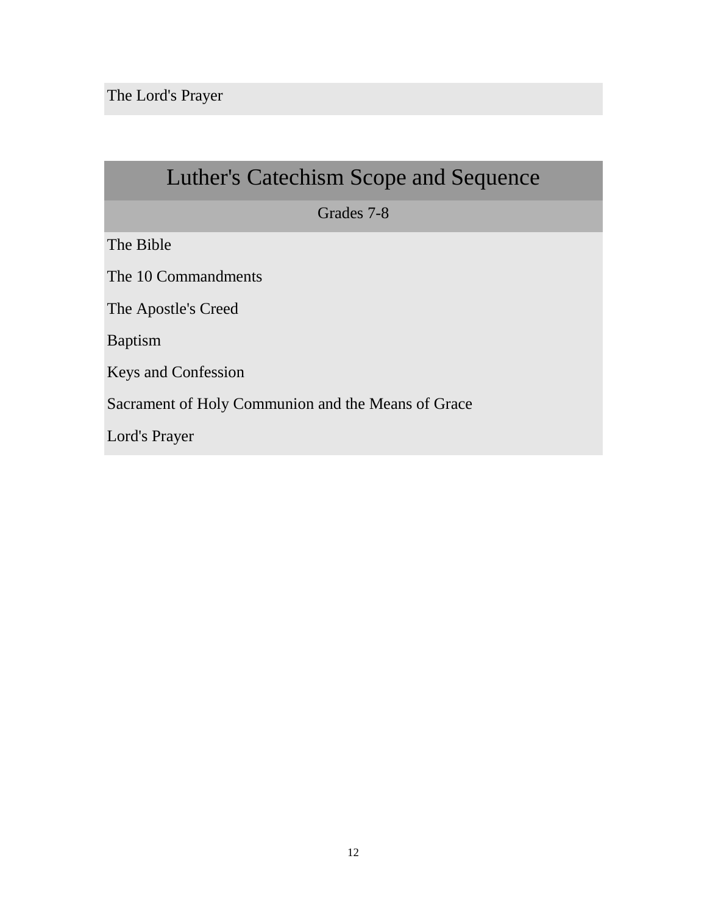The Lord's Prayer

| Luther's Catechism Scope and Sequence |
| --- |
| Grades 7-8 |
| The Bible |
| The 10 Commandments |
| The Apostle's Creed |
| Baptism |
| Keys and Confession |
| Sacrament of Holy Communion and the Means of Grace |
| Lord's Prayer |